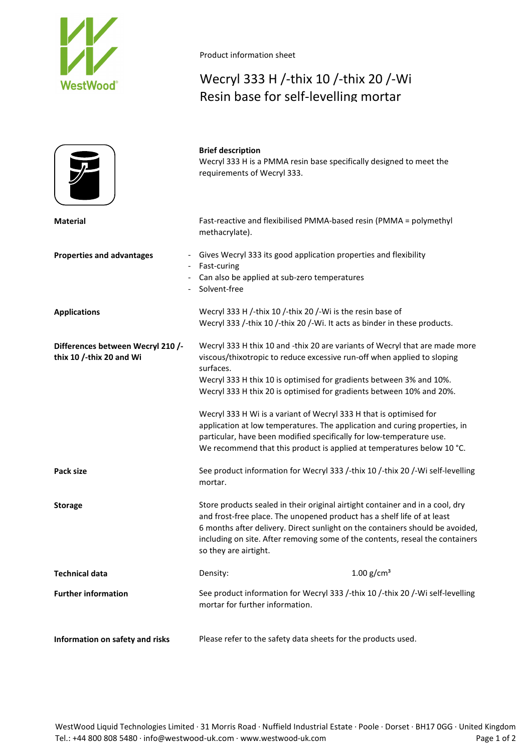Product information sheet

# Wecryl 333 H /-thix 10 /-thix 20 /-Wi
## Resin base for self-levelling mortar

**Brief description**

Wecryl 333 H is a PMMA resin base specifically designed to meet the requirements of Wecryl 333.

**Material**

Fast-reactive and flexibilised PMMA-based resin (PMMA = polymethyl methacrylate).

**Properties and advantages**

- Gives Wecryl 333 its good application properties and flexibility
- Fast-curing
- Can also be applied at sub-zero temperatures
- Solvent-free

**Applications**

Wecryl 333 H /-thix 10 /-thix 20 /-Wi is the resin base of Wecryl 333 /-thix 10 /-thix 20 /-Wi. It acts as binder in these products.

**Differences between Wecryl 210 /-thix 10 /-thix 20 and Wi**

Wecryl 333 H thix 10 and -thix 20 are variants of Wecryl that are made more viscous/thixotropic to reduce excessive run-off when applied to sloping surfaces.
Wecryl 333 H thix 10 is optimised for gradients between 3% and 10%.
Wecryl 333 H thix 20 is optimised for gradients between 10% and 20%.

Wecryl 333 H Wi is a variant of Wecryl 333 H that is optimised for application at low temperatures. The application and curing properties, in particular, have been modified specifically for low-temperature use.
We recommend that this product is applied at temperatures below 10 °C.

**Pack size**

See product information for Wecryl 333 /-thix 10 /-thix 20 /-Wi self-levelling mortar.

**Storage**

Store products sealed in their original airtight container and in a cool, dry and frost-free place. The unopened product has a shelf life of at least 6 months after delivery. Direct sunlight on the containers should be avoided, including on site. After removing some of the contents, reseal the containers so they are airtight.

**Technical data**

| Density: | 1.00 g/cm³ |
|---|---|

**Further information**

See product information for Wecryl 333 /-thix 10 /-thix 20 /-Wi self-levelling mortar for further information.

**Information on safety and risks**

Please refer to the safety data sheets for the products used.

WestWood Liquid Technologies Limited · 31 Morris Road · Nuffield Industrial Estate · Poole · Dorset · BH17 0GG · United Kingdom
Tel.: +44 800 808 5480 · info@westwood-uk.com · www.westwood-uk.com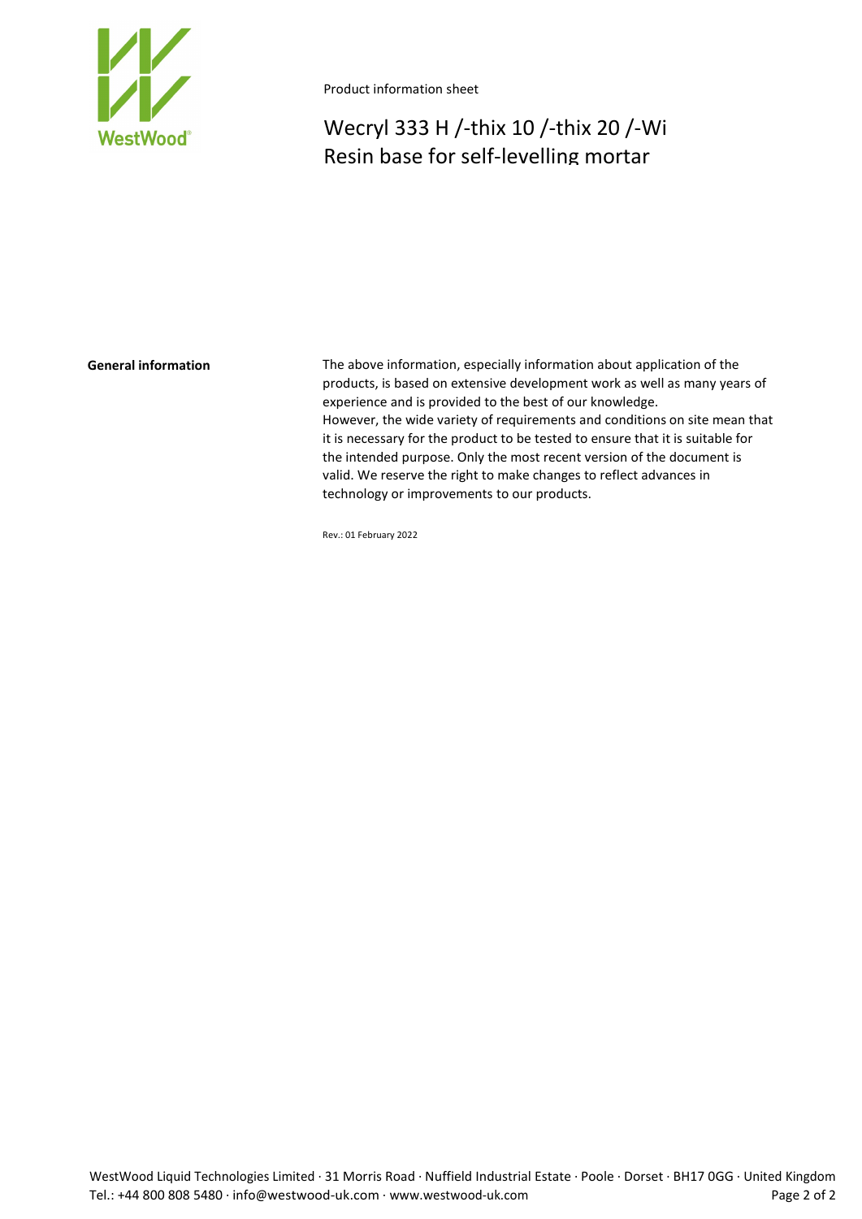Product information sheet

# Wecryl 333 H /-thix 10 /-thix 20 /-Wi
## Resin base for self-levelling mortar

**General information**

The above information, especially information about application of the products, is based on extensive development work as well as many years of experience and is provided to the best of our knowledge.
However, the wide variety of requirements and conditions on site mean that it is necessary for the product to be tested to ensure that it is suitable for the intended purpose. Only the most recent version of the document is valid. We reserve the right to make changes to reflect advances in technology or improvements to our products.

Rev.: 01 February 2022

WestWood Liquid Technologies Limited · 31 Morris Road · Nuffield Industrial Estate · Poole · Dorset · BH17 0GG · United Kingdom
Tel.: +44 800 808 5480 · info@westwood-uk.com · www.westwood-uk.com